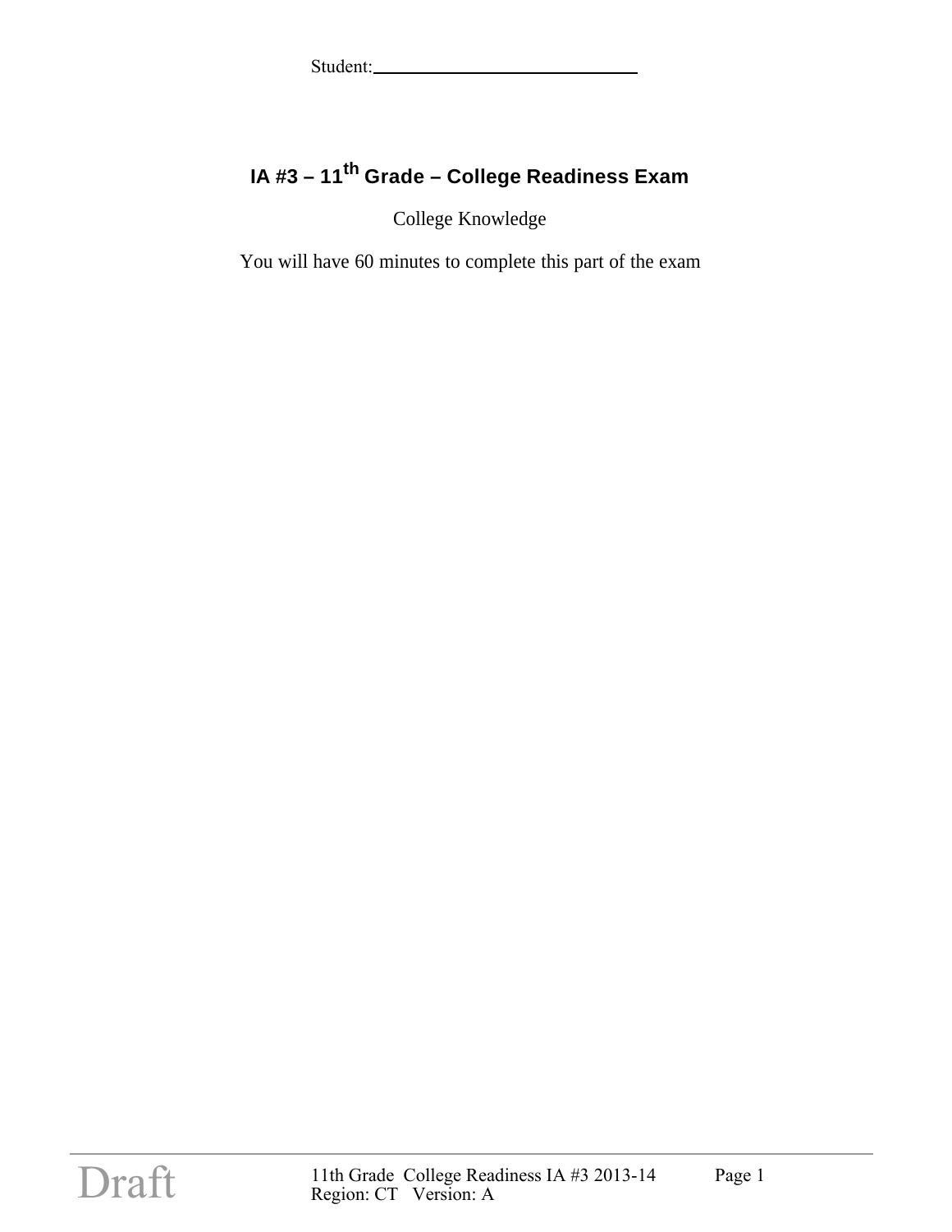Student:______________________________

# IA #3 – 11th Grade – College Readiness Exam

College Knowledge

You will have 60 minutes to complete this part of the exam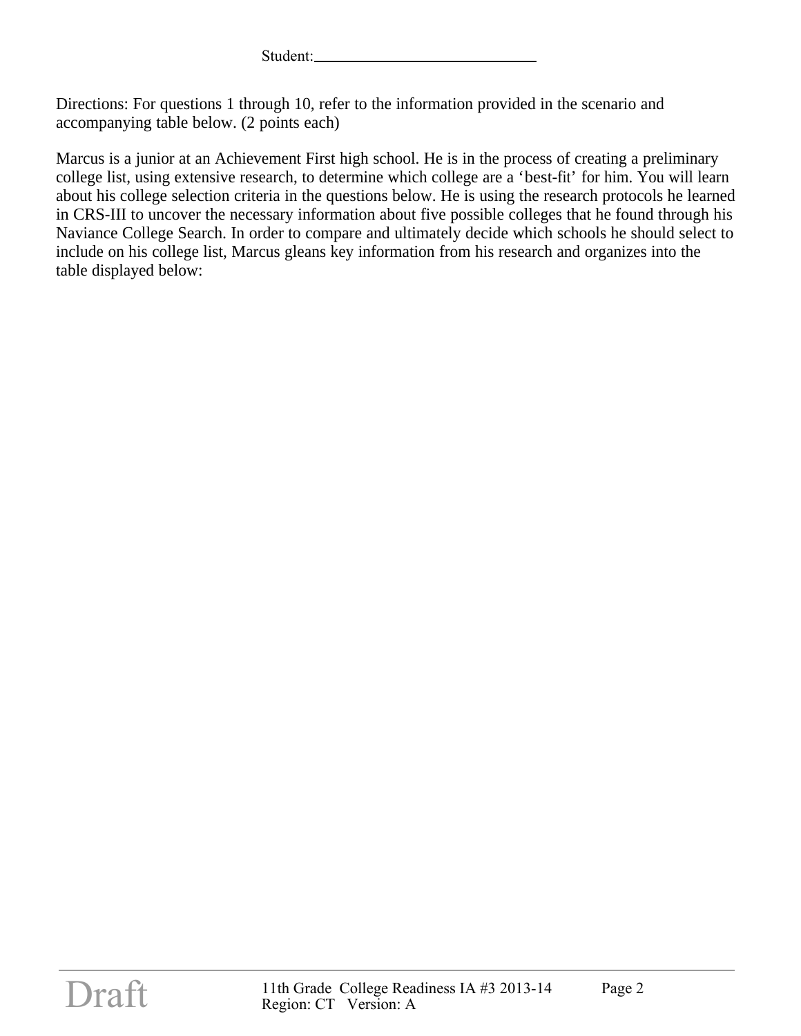Student:______________________________

Directions: For questions 1 through 10, refer to the information provided in the scenario and accompanying table below. (2 points each)

Marcus is a junior at an Achievement First high school. He is in the process of creating a preliminary college list, using extensive research, to determine which college are a 'best-fit' for him. You will learn about his college selection criteria in the questions below. He is using the research protocols he learned in CRS-III to uncover the necessary information about five possible colleges that he found through his Naviance College Search. In order to compare and ultimately decide which schools he should select to include on his college list, Marcus gleans key information from his research and organizes into the table displayed below: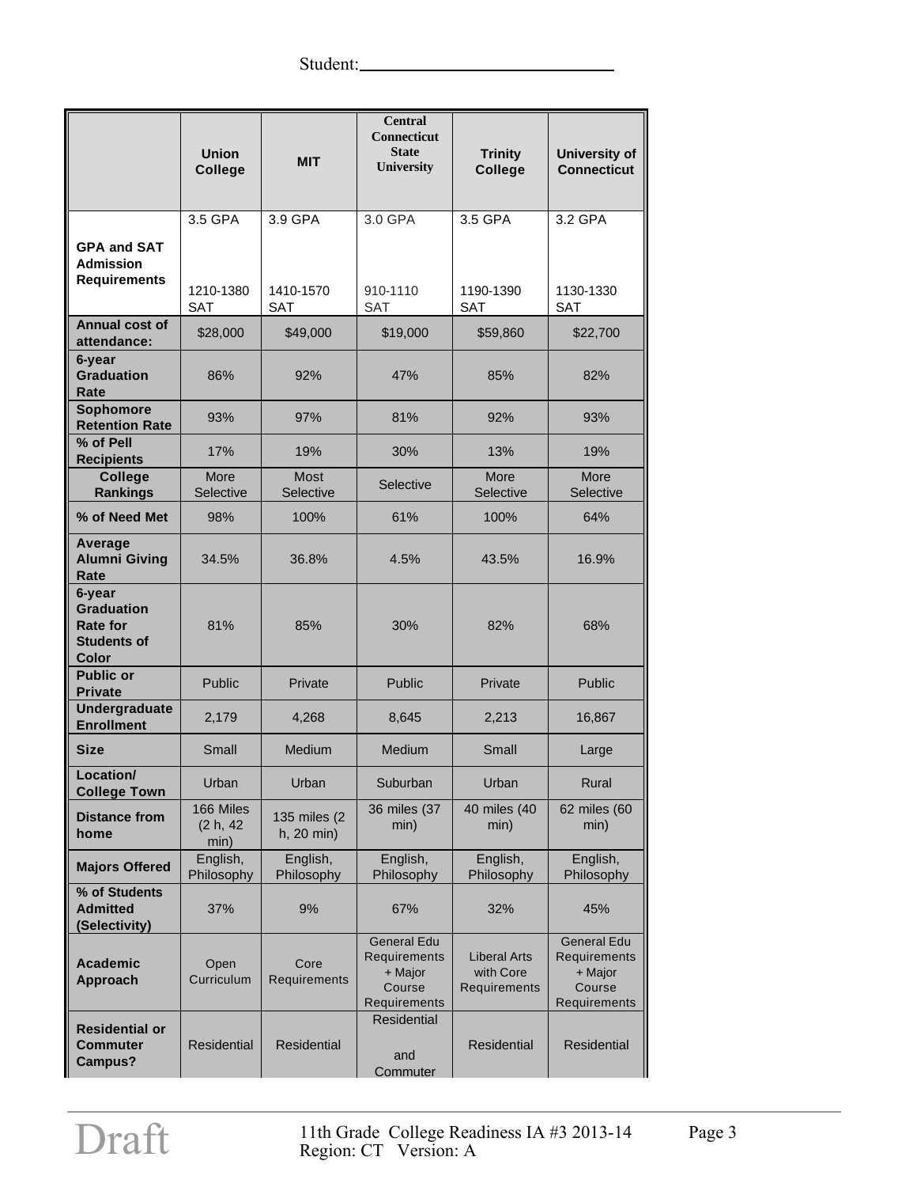Student:\_\_\_\_\_\_\_\_\_\_\_\_\_\_\_\_\_\_\_\_\_\_\_\_\_\_\_\_\_\_

| | Union College | MIT | Central Connecticut State University | Trinity College | University of Connecticut |
|---|---|---|---|---|---|
| GPA and SAT Admission Requirements | 3.5 GPA<br><br>1210-1380 SAT | 3.9 GPA<br><br>1410-1570 SAT | 3.0 GPA<br><br>910-1110 SAT | 3.5 GPA<br><br>1190-1390 SAT | 3.2 GPA<br><br>1130-1330 SAT |
| Annual cost of attendance: | $28,000 | $49,000 | $19,000 | $59,860 | $22,700 |
| 6-year Graduation Rate | 86% | 92% | 47% | 85% | 82% |
| Sophomore Retention Rate | 93% | 97% | 81% | 92% | 93% |
| % of Pell Recipients | 17% | 19% | 30% | 13% | 19% |
| College Rankings | More Selective | Most Selective | Selective | More Selective | More Selective |
| % of Need Met | 98% | 100% | 61% | 100% | 64% |
| Average Alumni Giving Rate | 34.5% | 36.8% | 4.5% | 43.5% | 16.9% |
| 6-year Graduation Rate for Students of Color | 81% | 85% | 30% | 82% | 68% |
| Public or Private | Public | Private | Public | Private | Public |
| Undergraduate Enrollment | 2,179 | 4,268 | 8,645 | 2,213 | 16,867 |
| Size | Small | Medium | Medium | Small | Large |
| Location/ College Town | Urban | Urban | Suburban | Urban | Rural |
| Distance from home | 166 Miles (2 h, 42 min) | 135 miles (2 h, 20 min) | 36 miles (37 min) | 40 miles (40 min) | 62 miles (60 min) |
| Majors Offered | English, Philosophy | English, Philosophy | English, Philosophy | English, Philosophy | English, Philosophy |
| % of Students Admitted (Selectivity) | 37% | 9% | 67% | 32% | 45% |
| Academic Approach | Open Curriculum | Core Requirements | General Edu Requirements + Major Course Requirements | Liberal Arts with Core Requirements | General Edu Requirements + Major Course Requirements |
| Residential or Commuter Campus? | Residential | Residential | Residential and Commuter | Residential | Residential |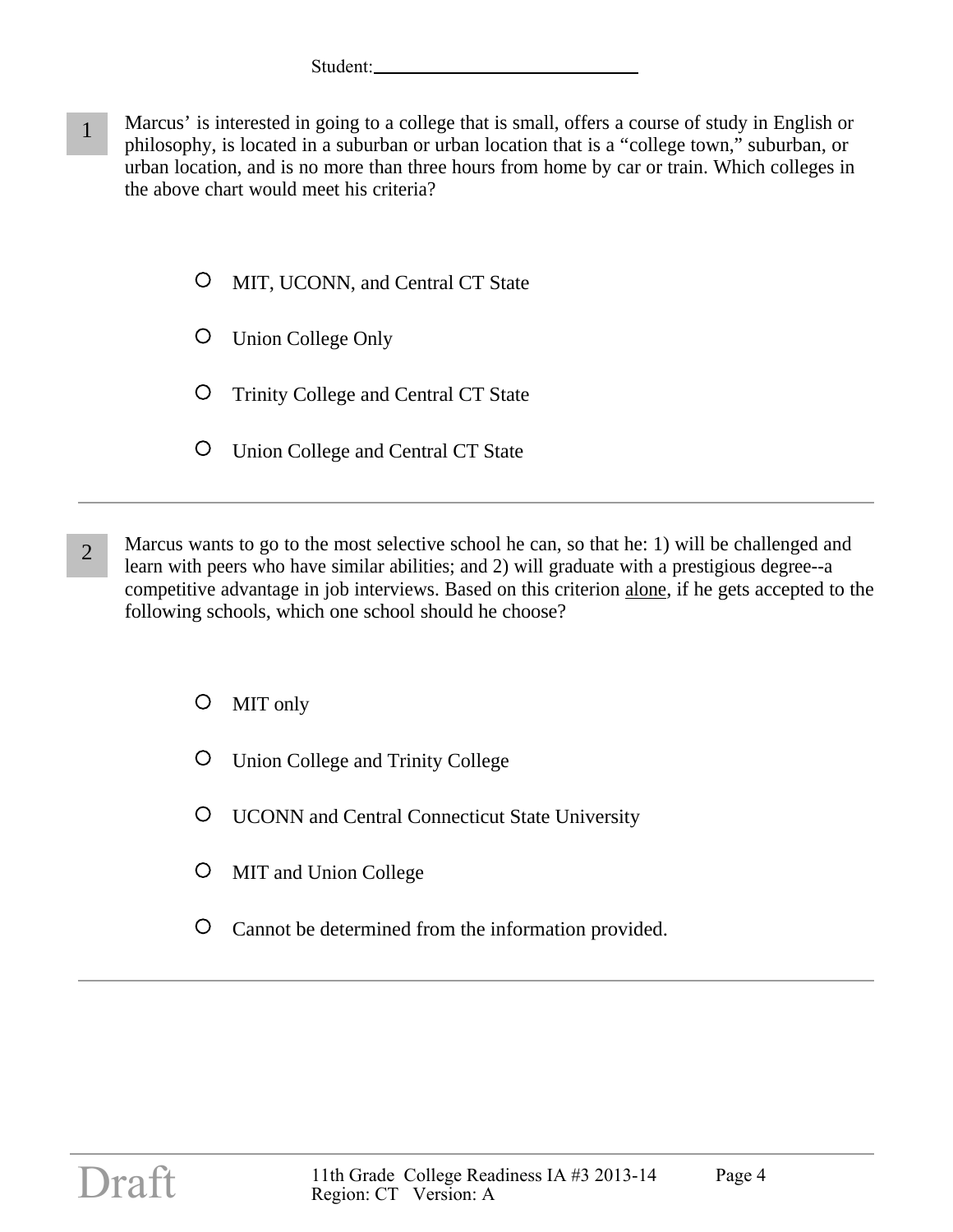Student:______________________________

**1** Marcus' is interested in going to a college that is small, offers a course of study in English or philosophy, is located in a suburban or urban location that is a "college town," suburban, or urban location, and is no more than three hours from home by car or train. Which colleges in the above chart would meet his criteria?

- ○ MIT, UCONN, and Central CT State
- ○ Union College Only
- ○ Trinity College and Central CT State
- ○ Union College and Central CT State

---

**2** Marcus wants to go to the most selective school he can, so that he: 1) will be challenged and learn with peers who have similar abilities; and 2) will graduate with a prestigious degree--a competitive advantage in job interviews. Based on this criterion <u>alone</u>, if he gets accepted to the following schools, which one school should he choose?

- ○ MIT only
- ○ Union College and Trinity College
- ○ UCONN and Central Connecticut State University
- ○ MIT and Union College
- ○ Cannot be determined from the information provided.

---

Draft

11th Grade College Readiness IA #3 2013-14
Region: CT Version: A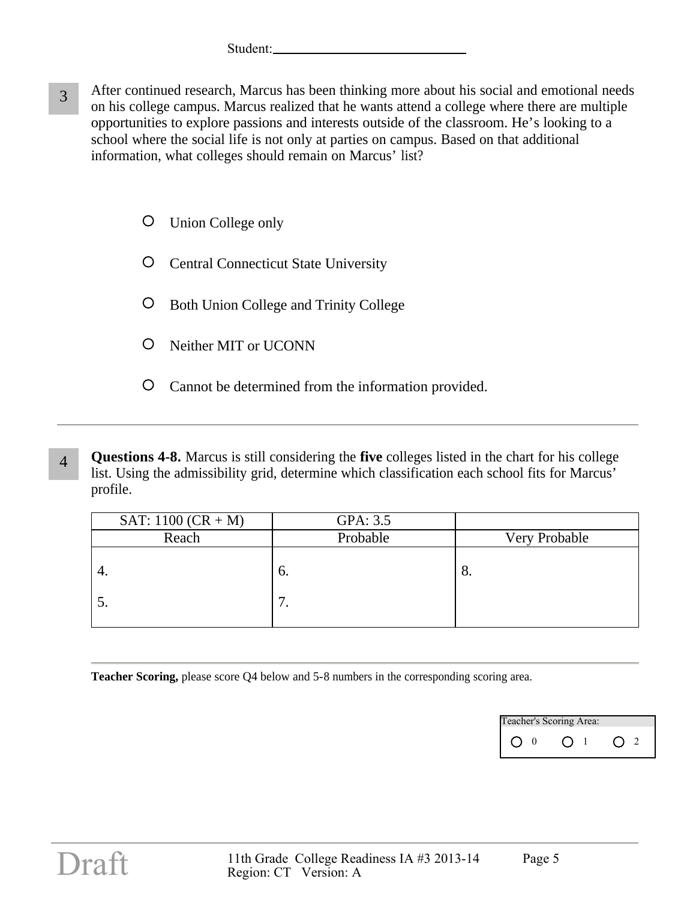Student:______________________________

**3** After continued research, Marcus has been thinking more about his social and emotional needs on his college campus. Marcus realized that he wants attend a college where there are multiple opportunities to explore passions and interests outside of the classroom. He's looking to a school where the social life is not only at parties on campus. Based on that additional information, what colleges should remain on Marcus' list?

- ○ Union College only
- ○ Central Connecticut State University
- ○ Both Union College and Trinity College
- ○ Neither MIT or UCONN
- ○ Cannot be determined from the information provided.

---

**4** **Questions 4-8.** Marcus is still considering the **five** colleges listed in the chart for his college list. Using the admissibility grid, determine which classification each school fits for Marcus' profile.

| SAT: 1100 (CR + M) | GPA: 3.5 | |
|---|---|---|
| Reach | Probable | Very Probable |
| 4.<br><br>5. | 6.<br><br>7. | 8. |

---

**Teacher Scoring,** please score Q4 below and 5-8 numbers in the corresponding scoring area.

| Teacher's Scoring Area: | | |
|---|---|---|
| ○ 0 | ○ 1 | ○ 2 |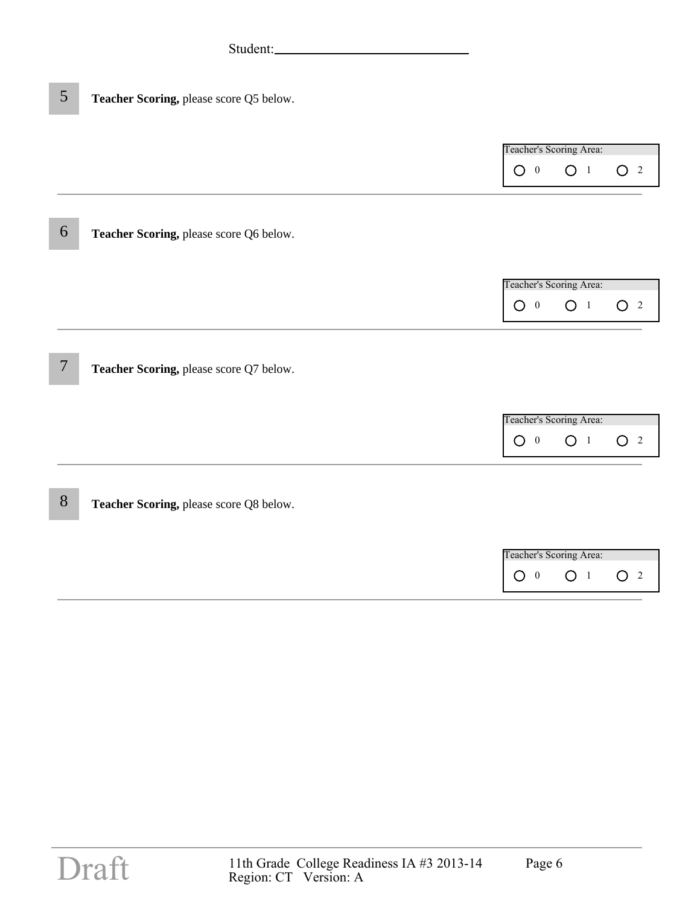Student:______________________________

5 **Teacher Scoring,** please score Q5 below.

Teacher's Scoring Area:
○ 0 ○ 1 ○ 2

---

6 **Teacher Scoring,** please score Q6 below.

Teacher's Scoring Area:
○ 0 ○ 1 ○ 2

---

7 **Teacher Scoring,** please score Q7 below.

Teacher's Scoring Area:
○ 0 ○ 1 ○ 2

---

8 **Teacher Scoring,** please score Q8 below.

Teacher's Scoring Area:
○ 0 ○ 1 ○ 2

---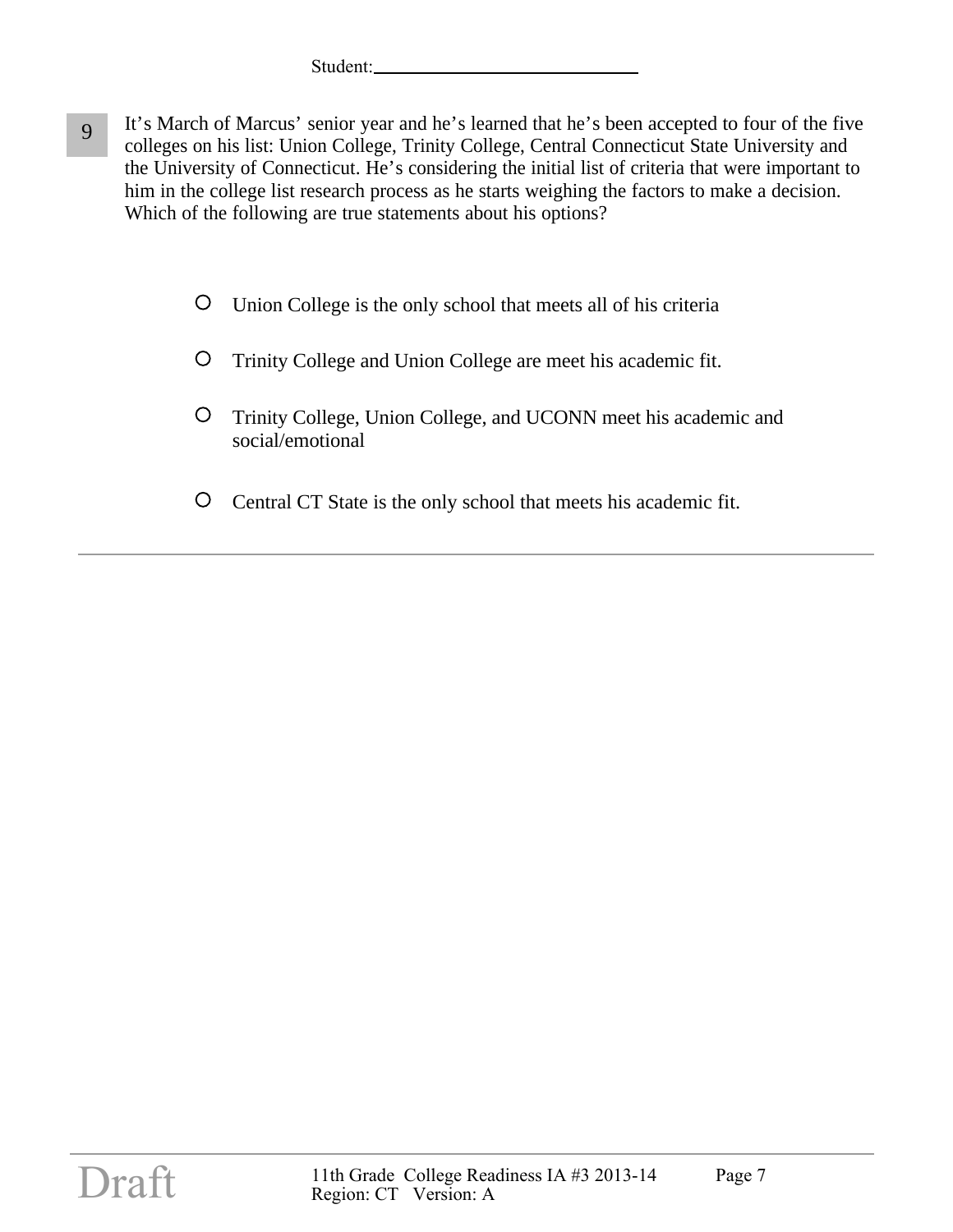Student:\_\_\_\_\_\_\_\_\_\_\_\_\_\_\_\_\_\_\_\_\_\_\_\_\_\_\_\_\_\_

**9** It's March of Marcus' senior year and he's learned that he's been accepted to four of the five colleges on his list: Union College, Trinity College, Central Connecticut State University and the University of Connecticut. He's considering the initial list of criteria that were important to him in the college list research process as he starts weighing the factors to make a decision. Which of the following are true statements about his options?

- ○ Union College is the only school that meets all of his criteria
- ○ Trinity College and Union College are meet his academic fit.
- ○ Trinity College, Union College, and UCONN meet his academic and social/emotional
- ○ Central CT State is the only school that meets his academic fit.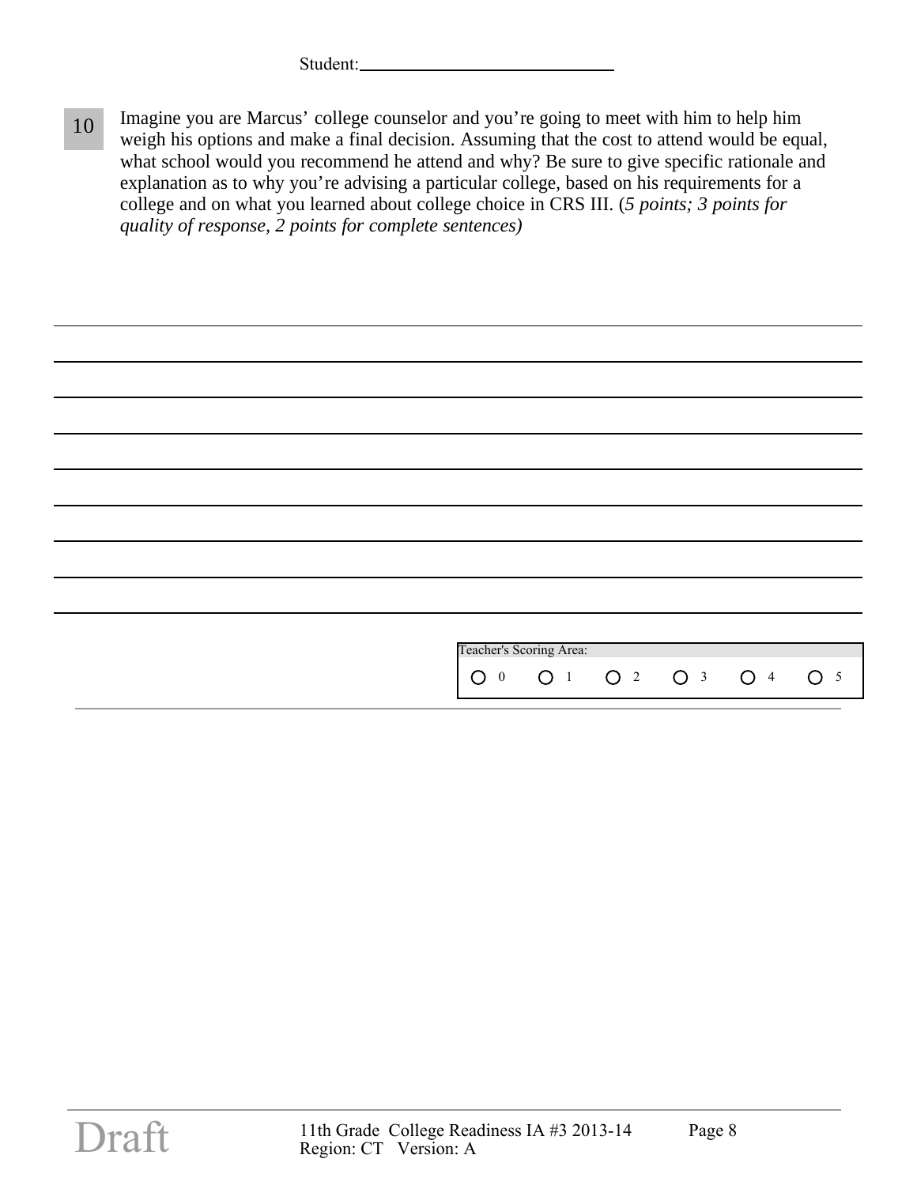Student: ____________________________

**10** Imagine you are Marcus' college counselor and you're going to meet with him to help him weigh his options and make a final decision. Assuming that the cost to attend would be equal, what school would you recommend he attend and why? Be sure to give specific rationale and explanation as to why you're advising a particular college, based on his requirements for a college and on what you learned about college choice in CRS III. (*5 points; 3 points for quality of response, 2 points for complete sentences)*

_______________________________________________________________________________

_______________________________________________________________________________

_______________________________________________________________________________

_______________________________________________________________________________

_______________________________________________________________________________

_______________________________________________________________________________

_______________________________________________________________________________

_______________________________________________________________________________

_______________________________________________________________________________

Teacher's Scoring Area:

○ 0  ○ 1  ○ 2  ○ 3  ○ 4  ○ 5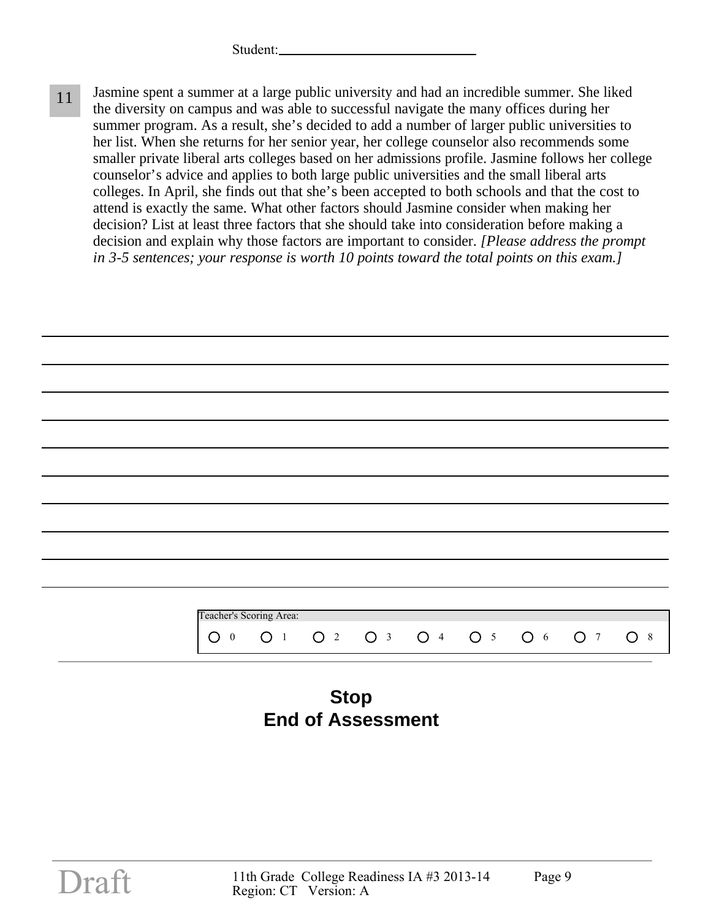Student: ____________________________

**11** Jasmine spent a summer at a large public university and had an incredible summer. She liked the diversity on campus and was able to successful navigate the many offices during her summer program. As a result, she's decided to add a number of larger public universities to her list. When she returns for her senior year, her college counselor also recommends some smaller private liberal arts colleges based on her admissions profile. Jasmine follows her college counselor's advice and applies to both large public universities and the small liberal arts colleges. In April, she finds out that she's been accepted to both schools and that the cost to attend is exactly the same. What other factors should Jasmine consider when making her decision? List at least three factors that she should take into consideration before making a decision and explain why those factors are important to consider. *[Please address the prompt in 3-5 sentences; your response is worth 10 points toward the total points on this exam.]*

______________________________________________________________________________

______________________________________________________________________________

______________________________________________________________________________

______________________________________________________________________________

______________________________________________________________________________

______________________________________________________________________________

______________________________________________________________________________

______________________________________________________________________________

______________________________________________________________________________

Teacher's Scoring Area:

○ 0 ○ 1 ○ 2 ○ 3 ○ 4 ○ 5 ○ 6 ○ 7 ○ 8

**Stop**
**End of Assessment**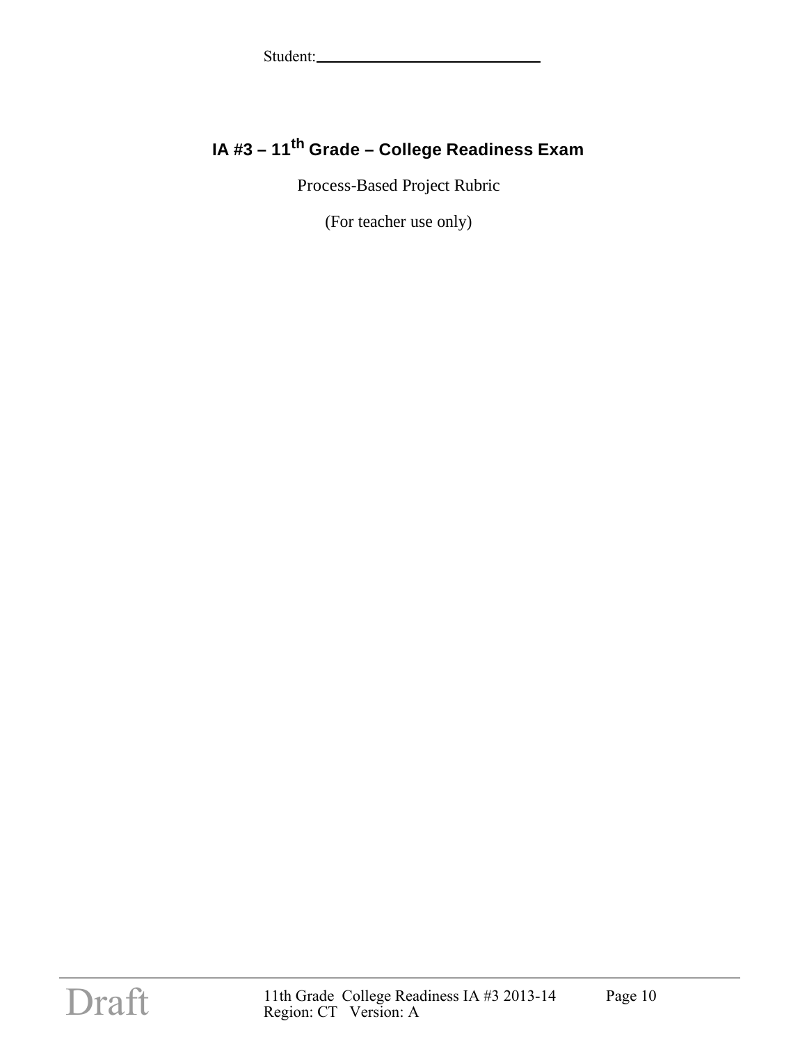Student:______________________________

# IA #3 – 11th Grade – College Readiness Exam

Process-Based Project Rubric

(For teacher use only)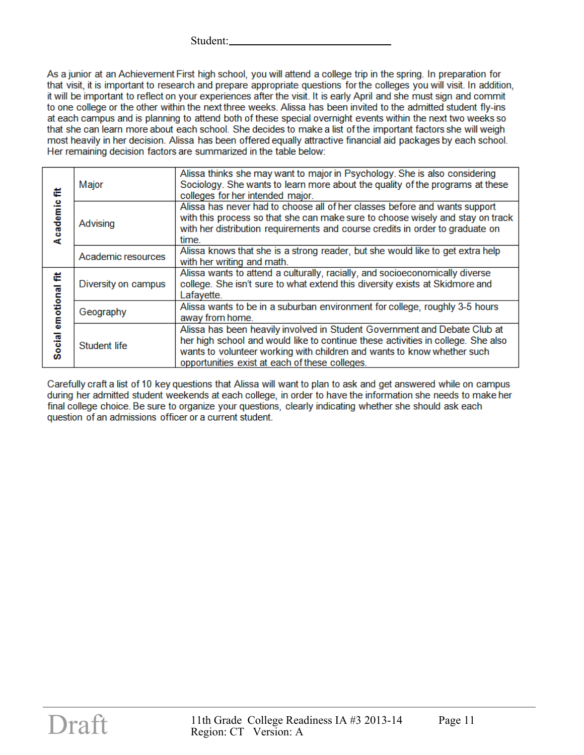Student:\_\_\_\_\_\_\_\_\_\_\_\_\_\_\_\_\_\_\_\_\_\_\_\_\_\_\_\_\_\_

As a junior at an Achievement First high school, you will attend a college trip in the spring. In preparation for that visit, it is important to research and prepare appropriate questions for the colleges you will visit. In addition, it will be important to reflect on your experiences after the visit. It is early April and she must sign and commit to one college or the other within the next three weeks. Alissa has been invited to the admitted student fly-ins at each campus and is planning to attend both of these special overnight events within the next two weeks so that she can learn more about each school. She decides to make a list of the important factors she will weigh most heavily in her decision. Alissa has been offered equally attractive financial aid packages by each school. Her remaining decision factors are summarized in the table below:

| | | |
|---|---|---|
| **Academic fit** | Major | Alissa thinks she may want to major in Psychology. She is also considering Sociology. She wants to learn more about the quality of the programs at these colleges for her intended major. |
| | Advising | Alissa has never had to choose all of her classes before and wants support with this process so that she can make sure to choose wisely and stay on track with her distribution requirements and course credits in order to graduate on time. |
| | Academic resources | Alissa knows that she is a strong reader, but she would like to get extra help with her writing and math. |
| **Social emotional fit** | Diversity on campus | Alissa wants to attend a culturally, racially, and socioeconomically diverse college. She isn't sure to what extend this diversity exists at Skidmore and Lafayette. |
| | Geography | Alissa wants to be in a suburban environment for college, roughly 3-5 hours away from home. |
| | Student life | Alissa has been heavily involved in Student Government and Debate Club at her high school and would like to continue these activities in college. She also wants to volunteer working with children and wants to know whether such opportunities exist at each of these colleges. |

Carefully craft a list of 10 key questions that Alissa will want to plan to ask and get answered while on campus during her admitted student weekends at each college, in order to have the information she needs to make her final college choice. Be sure to organize your questions, clearly indicating whether she should ask each question of an admissions officer or a current student.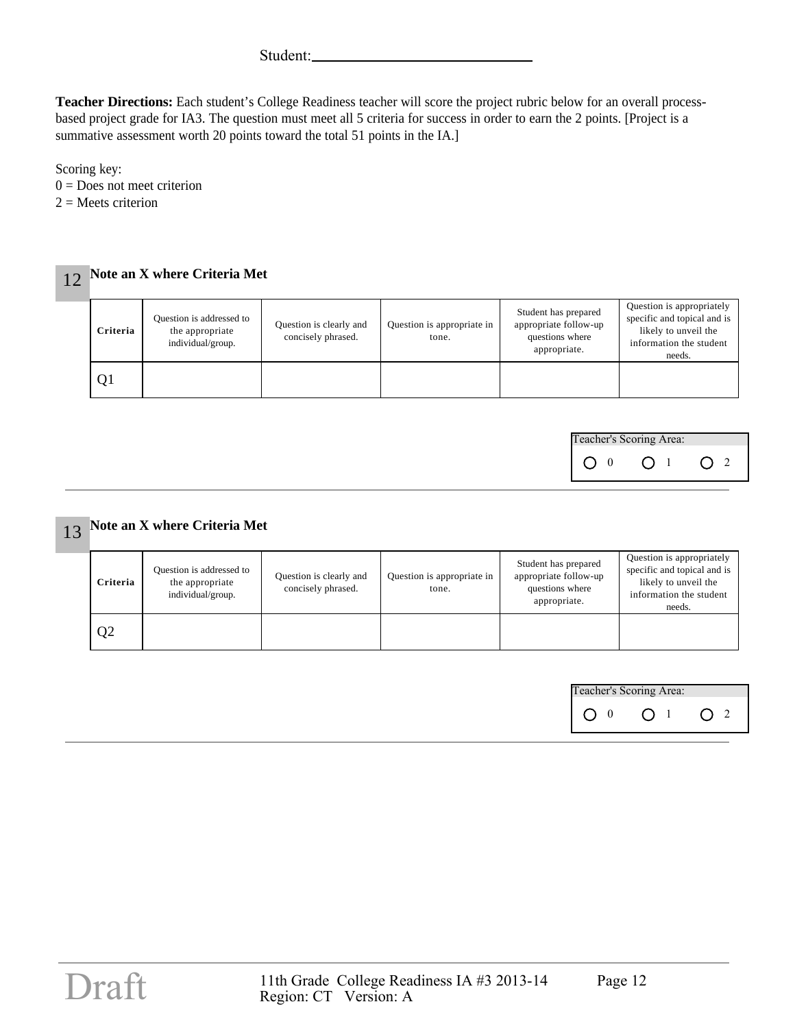Student:\_\_\_\_\_\_\_\_\_\_\_\_\_\_\_\_\_\_\_\_\_\_\_\_\_\_\_\_

**Teacher Directions:** Each student's College Readiness teacher will score the project rubric below for an overall process-based project grade for IA3. The question must meet all 5 criteria for success in order to earn the 2 points. [Project is a summative assessment worth 20 points toward the total 51 points in the IA.]

Scoring key:
0 = Does not meet criterion
2 = Meets criterion

## 12 Note an X where Criteria Met

| Criteria | Question is addressed to the appropriate individual/group. | Question is clearly and concisely phrased. | Question is appropriate in tone. | Student has prepared appropriate follow-up questions where appropriate. | Question is appropriately specific and topical and is likely to unveil the information the student needs. |
|---|---|---|---|---|---|
| Q1 | | | | | |

Teacher's Scoring Area:
○ 0 ○ 1 ○ 2

## 13 Note an X where Criteria Met

| Criteria | Question is addressed to the appropriate individual/group. | Question is clearly and concisely phrased. | Question is appropriate in tone. | Student has prepared appropriate follow-up questions where appropriate. | Question is appropriately specific and topical and is likely to unveil the information the student needs. |
|---|---|---|---|---|---|
| Q2 | | | | | |

Teacher's Scoring Area:
○ 0 ○ 1 ○ 2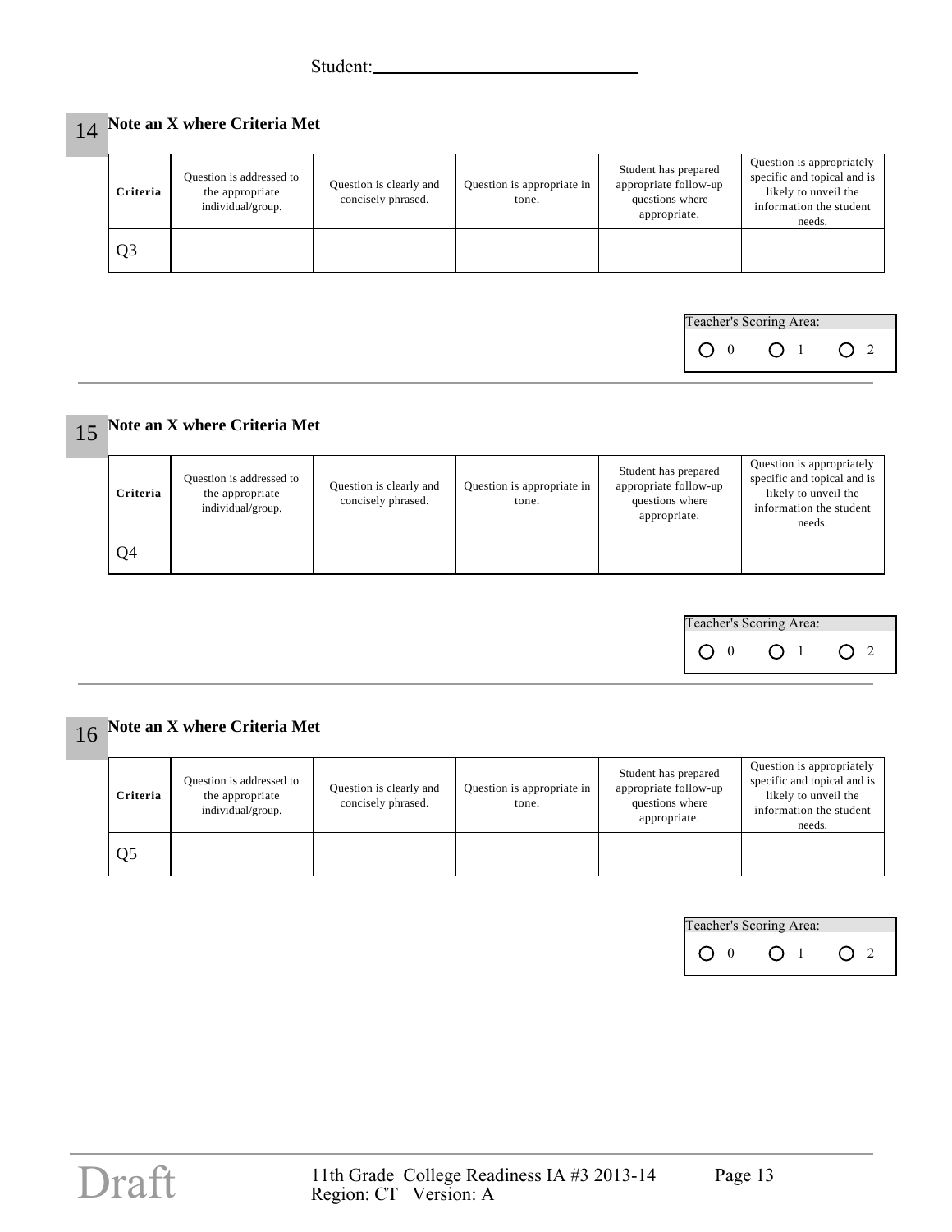Student:\_\_\_\_\_\_\_\_\_\_\_\_\_\_\_\_\_\_\_\_\_\_\_\_\_\_\_\_\_\_

**14** **Note an X where Criteria Met**

| Criteria | Question is addressed to the appropriate individual/group. | Question is clearly and concisely phrased. | Question is appropriate in tone. | Student has prepared appropriate follow-up questions where appropriate. | Question is appropriately specific and topical and is likely to unveil the information the student needs. |
|---|---|---|---|---|---|
| Q3 | | | | | |

Teacher's Scoring Area:
○ 0 ○ 1 ○ 2

---

**15** **Note an X where Criteria Met**

| Criteria | Question is addressed to the appropriate individual/group. | Question is clearly and concisely phrased. | Question is appropriate in tone. | Student has prepared appropriate follow-up questions where appropriate. | Question is appropriately specific and topical and is likely to unveil the information the student needs. |
|---|---|---|---|---|---|
| Q4 | | | | | |

Teacher's Scoring Area:
○ 0 ○ 1 ○ 2

---

**16** **Note an X where Criteria Met**

| Criteria | Question is addressed to the appropriate individual/group. | Question is clearly and concisely phrased. | Question is appropriate in tone. | Student has prepared appropriate follow-up questions where appropriate. | Question is appropriately specific and topical and is likely to unveil the information the student needs. |
|---|---|---|---|---|---|
| Q5 | | | | | |

Teacher's Scoring Area:
○ 0 ○ 1 ○ 2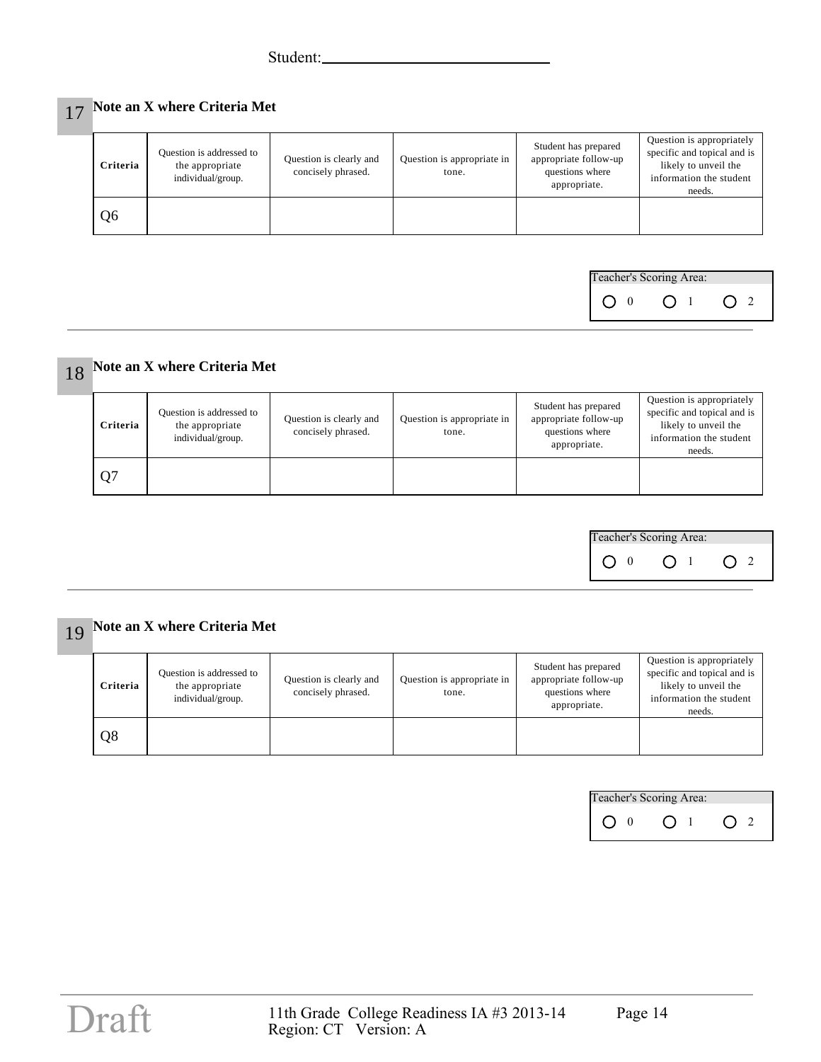Student:\_\_\_\_\_\_\_\_\_\_\_\_\_\_\_\_\_\_\_\_\_\_\_\_\_\_\_\_\_\_

**17** **Note an X where Criteria Met**

| Criteria | Question is addressed to the appropriate individual/group. | Question is clearly and concisely phrased. | Question is appropriate in tone. | Student has prepared appropriate follow-up questions where appropriate. | Question is appropriately specific and topical and is likely to unveil the information the student needs. |
|---|---|---|---|---|---|
| Q6 | | | | | |

Teacher's Scoring Area:

○ 0 ○ 1 ○ 2

---

**18** **Note an X where Criteria Met**

| Criteria | Question is addressed to the appropriate individual/group. | Question is clearly and concisely phrased. | Question is appropriate in tone. | Student has prepared appropriate follow-up questions where appropriate. | Question is appropriately specific and topical and is likely to unveil the information the student needs. |
|---|---|---|---|---|---|
| Q7 | | | | | |

Teacher's Scoring Area:

○ 0 ○ 1 ○ 2

---

**19** **Note an X where Criteria Met**

| Criteria | Question is addressed to the appropriate individual/group. | Question is clearly and concisely phrased. | Question is appropriate in tone. | Student has prepared appropriate follow-up questions where appropriate. | Question is appropriately specific and topical and is likely to unveil the information the student needs. |
|---|---|---|---|---|---|
| Q8 | | | | | |

Teacher's Scoring Area:

○ 0 ○ 1 ○ 2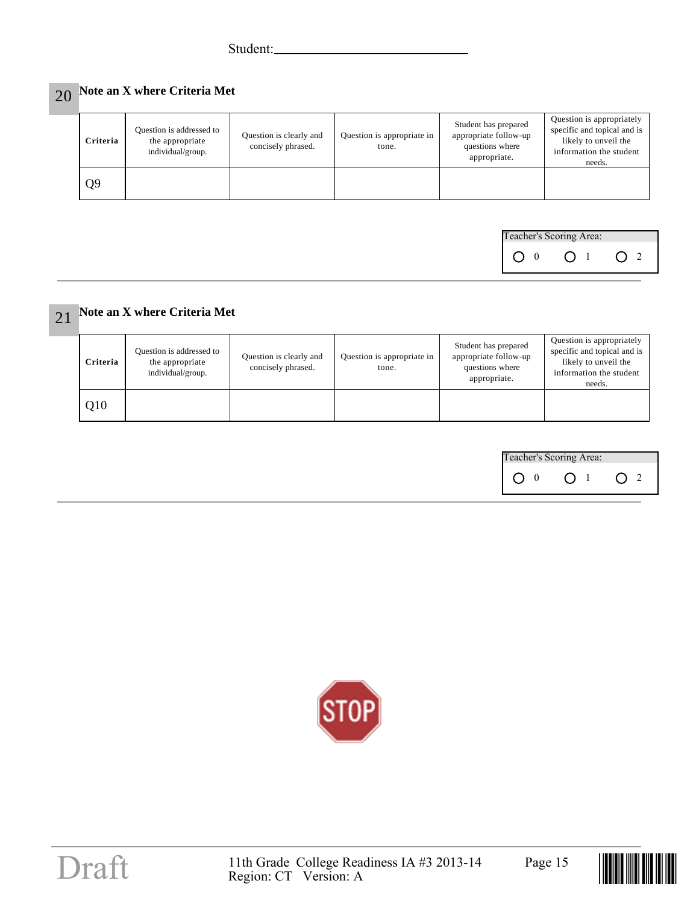Student:______________________________

## 20 Note an X where Criteria Met

| Criteria | Question is addressed to the appropriate individual/group. | Question is clearly and concisely phrased. | Question is appropriate in tone. | Student has prepared appropriate follow-up questions where appropriate. | Question is appropriately specific and topical and is likely to unveil the information the student needs. |
|---|---|---|---|---|---|
| Q9 | | | | | |

Teacher's Scoring Area:

○ 0 ○ 1 ○ 2

## 21 Note an X where Criteria Met

| Criteria | Question is addressed to the appropriate individual/group. | Question is clearly and concisely phrased. | Question is appropriate in tone. | Student has prepared appropriate follow-up questions where appropriate. | Question is appropriately specific and topical and is likely to unveil the information the student needs. |
|---|---|---|---|---|---|
| Q10 | | | | | |

Teacher's Scoring Area:

○ 0 ○ 1 ○ 2

STOP